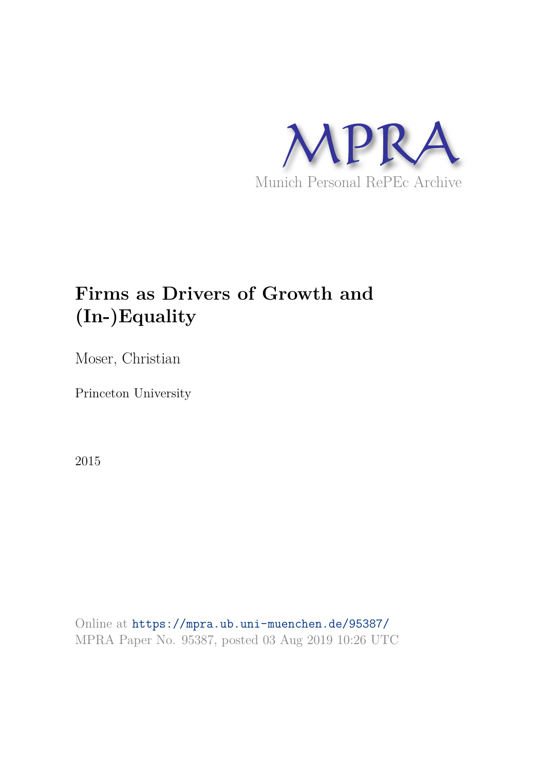MPRA

Munich Personal RePEc Archive

# Firms as Drivers of Growth and (In-)Equality

Moser, Christian

Princeton University

2015

Online at https://mpra.ub.uni-muenchen.de/95387/
MPRA Paper No. 95387, posted 03 Aug 2019 10:26 UTC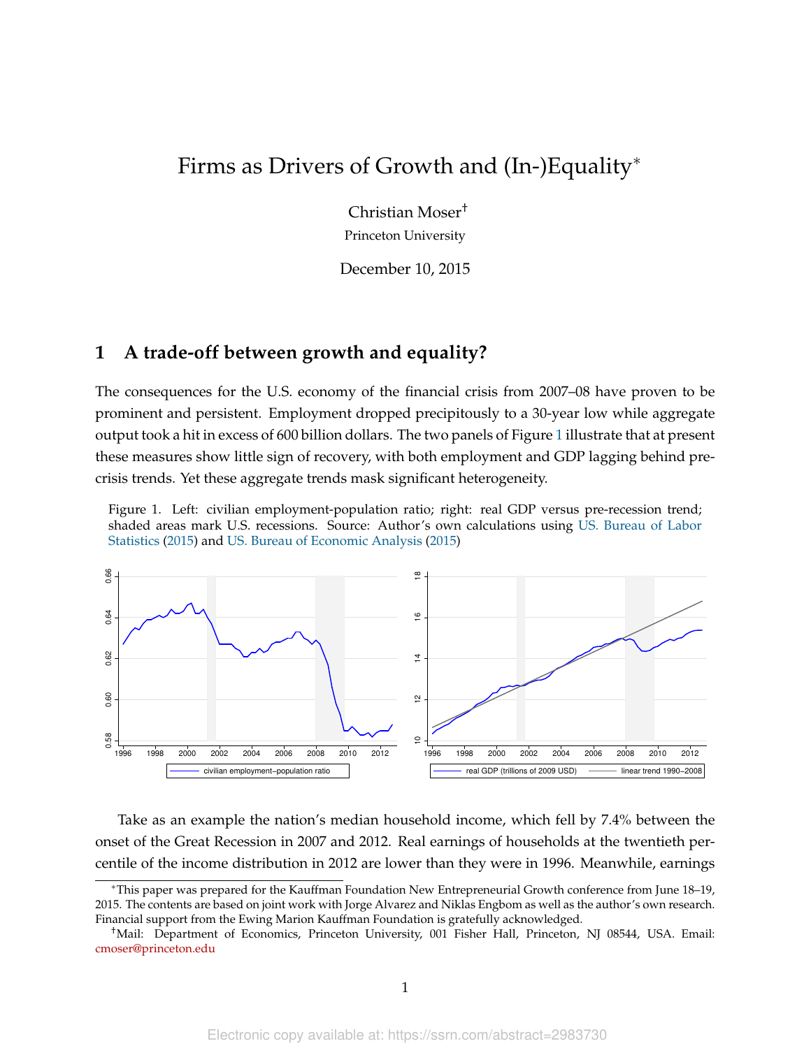# Firms as Drivers of Growth and (In-)Equality*

Christian Moser†

Princeton University

December 10, 2015

## 1 A trade-off between growth and equality?

The consequences for the U.S. economy of the financial crisis from 2007–08 have proven to be prominent and persistent. Employment dropped precipitously to a 30-year low while aggregate output took a hit in excess of 600 billion dollars. The two panels of Figure 1 illustrate that at present these measures show little sign of recovery, with both employment and GDP lagging behind pre-crisis trends. Yet these aggregate trends mask significant heterogeneity.

Figure 1. Left: civilian employment-population ratio; right: real GDP versus pre-recession trend; shaded areas mark U.S. recessions. Source: Author's own calculations using U.S. Bureau of Labor Statistics (2015) and U.S. Bureau of Economic Analysis (2015)

Take as an example the nation's median household income, which fell by 7.4% between the onset of the Great Recession in 2007 and 2012. Real earnings of households at the twentieth percentile of the income distribution in 2012 are lower than they were in 1996. Meanwhile, earnings

---

*This paper was prepared for the Kauffman Foundation New Entrepreneurial Growth conference from June 18–19, 2015. The contents are based on joint work with Jorge Alvarez and Niklas Engbom as well as the author's own research. Financial support from the Ewing Marion Kauffman Foundation is gratefully acknowledged.

†Mail: Department of Economics, Princeton University, 001 Fisher Hall, Princeton, NJ 08544, USA. Email: cmoser@princeton.edu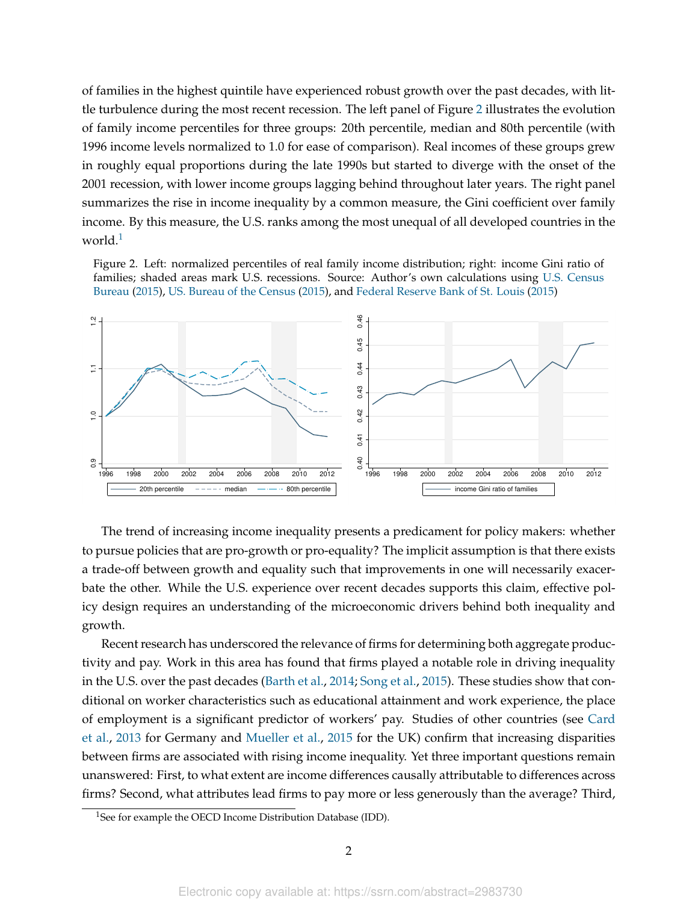of families in the highest quintile have experienced robust growth over the past decades, with little turbulence during the most recent recession. The left panel of Figure 2 illustrates the evolution of family income percentiles for three groups: 20th percentile, median and 80th percentile (with 1996 income levels normalized to 1.0 for ease of comparison). Real incomes of these groups grew in roughly equal proportions during the late 1990s but started to diverge with the onset of the 2001 recession, with lower income groups lagging behind throughout later years. The right panel summarizes the rise in income inequality by a common measure, the Gini coefficient over family income. By this measure, the U.S. ranks among the most unequal of all developed countries in the world.[1]

Figure 2. Left: normalized percentiles of real family income distribution; right: income Gini ratio of families; shaded areas mark U.S. recessions. Source: Author's own calculations using U.S. Census Bureau (2015), U.S. Bureau of the Census (2015), and Federal Reserve Bank of St. Louis (2015)

The trend of increasing income inequality presents a predicament for policy makers: whether to pursue policies that are pro-growth or pro-equality? The implicit assumption is that there exists a trade-off between growth and equality such that improvements in one will necessarily exacerbate the other. While the U.S. experience over recent decades supports this claim, effective policy design requires an understanding of the microeconomic drivers behind both inequality and growth.

Recent research has underscored the relevance of firms for determining both aggregate productivity and pay. Work in this area has found that firms played a notable role in driving inequality in the U.S. over the past decades (Barth et al., 2014; Song et al., 2015). These studies show that conditional on worker characteristics such as educational attainment and work experience, the place of employment is a significant predictor of workers' pay. Studies of other countries (see Card et al., 2013 for Germany and Mueller et al., 2015 for the UK) confirm that increasing disparities between firms are associated with rising income inequality. Yet three important questions remain unanswered: First, to what extent are income differences causally attributable to differences across firms? Second, what attributes lead firms to pay more or less generously than the average? Third,

[1] See for example the OECD Income Distribution Database (IDD).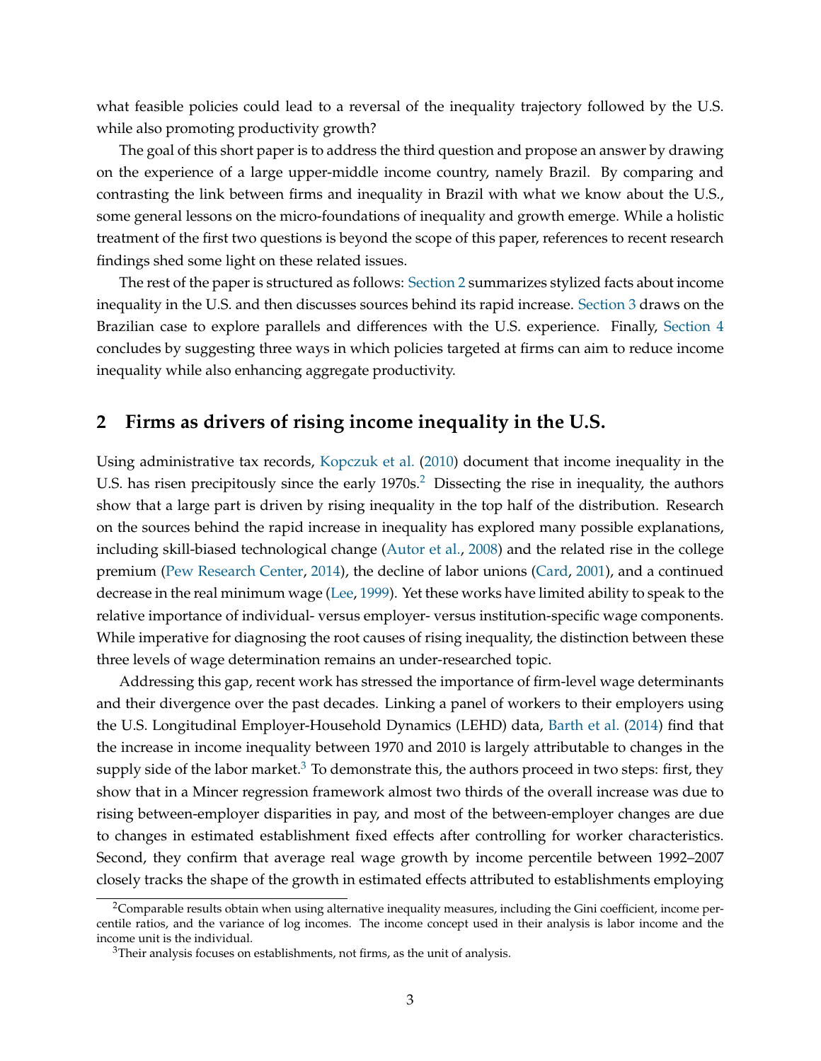what feasible policies could lead to a reversal of the inequality trajectory followed by the U.S. while also promoting productivity growth?

The goal of this short paper is to address the third question and propose an answer by drawing on the experience of a large upper-middle income country, namely Brazil. By comparing and contrasting the link between firms and inequality in Brazil with what we know about the U.S., some general lessons on the micro-foundations of inequality and growth emerge. While a holistic treatment of the first two questions is beyond the scope of this paper, references to recent research findings shed some light on these related issues.

The rest of the paper is structured as follows: Section 2 summarizes stylized facts about income inequality in the U.S. and then discusses sources behind its rapid increase. Section 3 draws on the Brazilian case to explore parallels and differences with the U.S. experience. Finally, Section 4 concludes by suggesting three ways in which policies targeted at firms can aim to reduce income inequality while also enhancing aggregate productivity.

## 2 Firms as drivers of rising income inequality in the U.S.

Using administrative tax records, Kopczuk et al. (2010) document that income inequality in the U.S. has risen precipitously since the early 1970s.[2] Dissecting the rise in inequality, the authors show that a large part is driven by rising inequality in the top half of the distribution. Research on the sources behind the rapid increase in inequality has explored many possible explanations, including skill-biased technological change (Autor et al., 2008) and the related rise in the college premium (Pew Research Center, 2014), the decline of labor unions (Card, 2001), and a continued decrease in the real minimum wage (Lee, 1999). Yet these works have limited ability to speak to the relative importance of individual- versus employer- versus institution-specific wage components. While imperative for diagnosing the root causes of rising inequality, the distinction between these three levels of wage determination remains an under-researched topic.

Addressing this gap, recent work has stressed the importance of firm-level wage determinants and their divergence over the past decades. Linking a panel of workers to their employers using the U.S. Longitudinal Employer-Household Dynamics (LEHD) data, Barth et al. (2014) find that the increase in income inequality between 1970 and 2010 is largely attributable to changes in the supply side of the labor market.[3] To demonstrate this, the authors proceed in two steps: first, they show that in a Mincer regression framework almost two thirds of the overall increase was due to rising between-employer disparities in pay, and most of the between-employer changes are due to changes in estimated establishment fixed effects after controlling for worker characteristics. Second, they confirm that average real wage growth by income percentile between 1992–2007 closely tracks the shape of the growth in estimated effects attributed to establishments employing

[2] Comparable results obtain when using alternative inequality measures, including the Gini coefficient, income percentile ratios, and the variance of log incomes. The income concept used in their analysis is labor income and the income unit is the individual.

[3] Their analysis focuses on establishments, not firms, as the unit of analysis.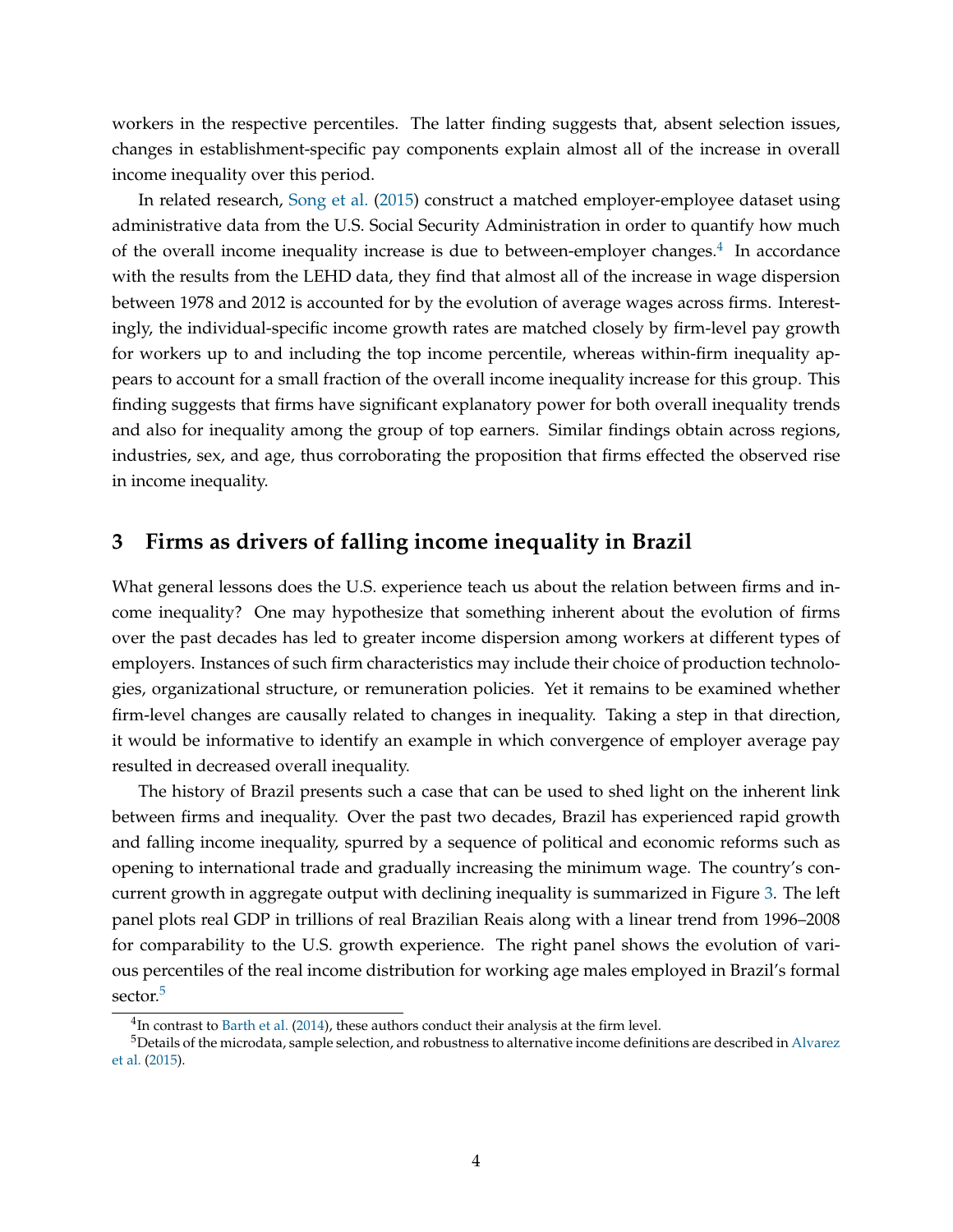workers in the respective percentiles. The latter finding suggests that, absent selection issues, changes in establishment-specific pay components explain almost all of the increase in overall income inequality over this period.

In related research, Song et al. (2015) construct a matched employer-employee dataset using administrative data from the U.S. Social Security Administration in order to quantify how much of the overall income inequality increase is due to between-employer changes.[4] In accordance with the results from the LEHD data, they find that almost all of the increase in wage dispersion between 1978 and 2012 is accounted for by the evolution of average wages across firms. Interestingly, the individual-specific income growth rates are matched closely by firm-level pay growth for workers up to and including the top income percentile, whereas within-firm inequality appears to account for a small fraction of the overall income inequality increase for this group. This finding suggests that firms have significant explanatory power for both overall inequality trends and also for inequality among the group of top earners. Similar findings obtain across regions, industries, sex, and age, thus corroborating the proposition that firms effected the observed rise in income inequality.

## 3 Firms as drivers of falling income inequality in Brazil

What general lessons does the U.S. experience teach us about the relation between firms and income inequality? One may hypothesize that something inherent about the evolution of firms over the past decades has led to greater income dispersion among workers at different types of employers. Instances of such firm characteristics may include their choice of production technologies, organizational structure, or remuneration policies. Yet it remains to be examined whether firm-level changes are causally related to changes in inequality. Taking a step in that direction, it would be informative to identify an example in which convergence of employer average pay resulted in decreased overall inequality.

The history of Brazil presents such a case that can be used to shed light on the inherent link between firms and inequality. Over the past two decades, Brazil has experienced rapid growth and falling income inequality, spurred by a sequence of political and economic reforms such as opening to international trade and gradually increasing the minimum wage. The country's concurrent growth in aggregate output with declining inequality is summarized in Figure 3. The left panel plots real GDP in trillions of real Brazilian Reais along with a linear trend from 1996–2008 for comparability to the U.S. growth experience. The right panel shows the evolution of various percentiles of the real income distribution for working age males employed in Brazil's formal sector.[5]

[4] In contrast to Barth et al. (2014), these authors conduct their analysis at the firm level.

[5] Details of the microdata, sample selection, and robustness to alternative income definitions are described in Alvarez et al. (2015).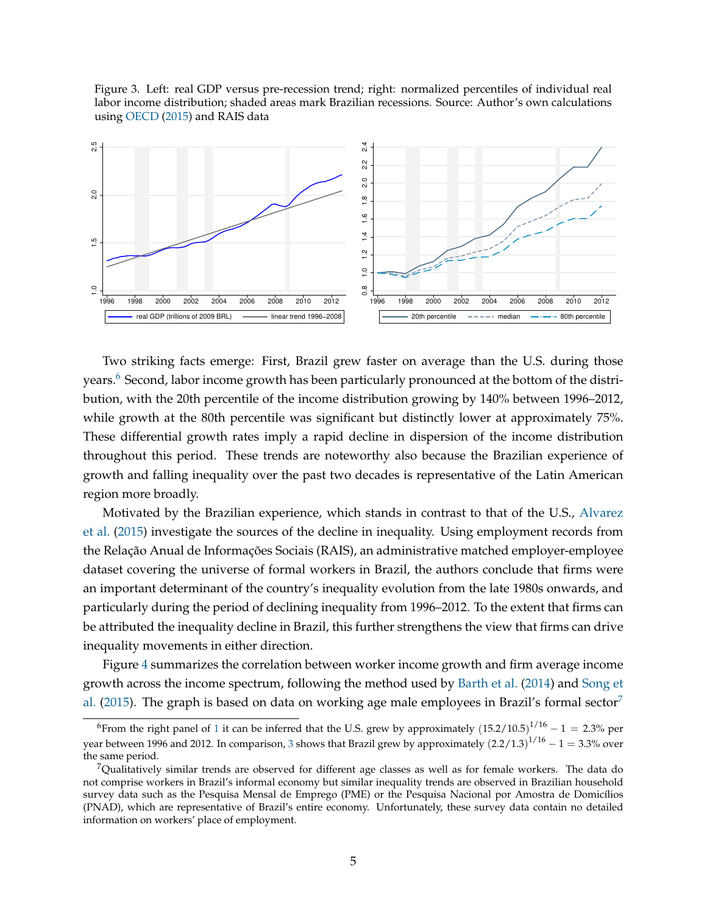Figure 3. Left: real GDP versus pre-recession trend; right: normalized percentiles of individual real labor income distribution; shaded areas mark Brazilian recessions. Source: Author's own calculations using OECD (2015) and RAIS data

Two striking facts emerge: First, Brazil grew faster on average than the U.S. during those years.[6] Second, labor income growth has been particularly pronounced at the bottom of the distribution, with the 20th percentile of the income distribution growing by 140% between 1996–2012, while growth at the 80th percentile was significant but distinctly lower at approximately 75%. These differential growth rates imply a rapid decline in dispersion of the income distribution throughout this period. These trends are noteworthy also because the Brazilian experience of growth and falling inequality over the past two decades is representative of the Latin American region more broadly.

Motivated by the Brazilian experience, which stands in contrast to that of the U.S., Alvarez et al. (2015) investigate the sources of the decline in inequality. Using employment records from the Relação Anual de Informações Sociais (RAIS), an administrative matched employer-employee dataset covering the universe of formal workers in Brazil, the authors conclude that firms were an important determinant of the country's inequality evolution from the late 1980s onwards, and particularly during the period of declining inequality from 1996–2012. To the extent that firms can be attributed the inequality decline in Brazil, this further strengthens the view that firms can drive inequality movements in either direction.

Figure 4 summarizes the correlation between worker income growth and firm average income growth across the income spectrum, following the method used by Barth et al. (2014) and Song et al. (2015). The graph is based on data on working age male employees in Brazil's formal sector[7]

[6] From the right panel of 1 it can be inferred that the U.S. grew by approximately $(15.2/10.5)^{1/16} - 1 = 2.3\%$ per year between 1996 and 2012. In comparison, 3 shows that Brazil grew by approximately $(2.2/1.3)^{1/16} - 1 = 3.3\%$ over the same period.

[7] Qualitatively similar trends are observed for different age classes as well as for female workers. The data do not comprise workers in Brazil's informal economy but similar inequality trends are observed in Brazilian household survey data such as the Pesquisa Mensal de Emprego (PME) or the Pesquisa Nacional por Amostra de Domicílios (PNAD), which are representative of Brazil's entire economy. Unfortunately, these survey data contain no detailed information on workers' place of employment.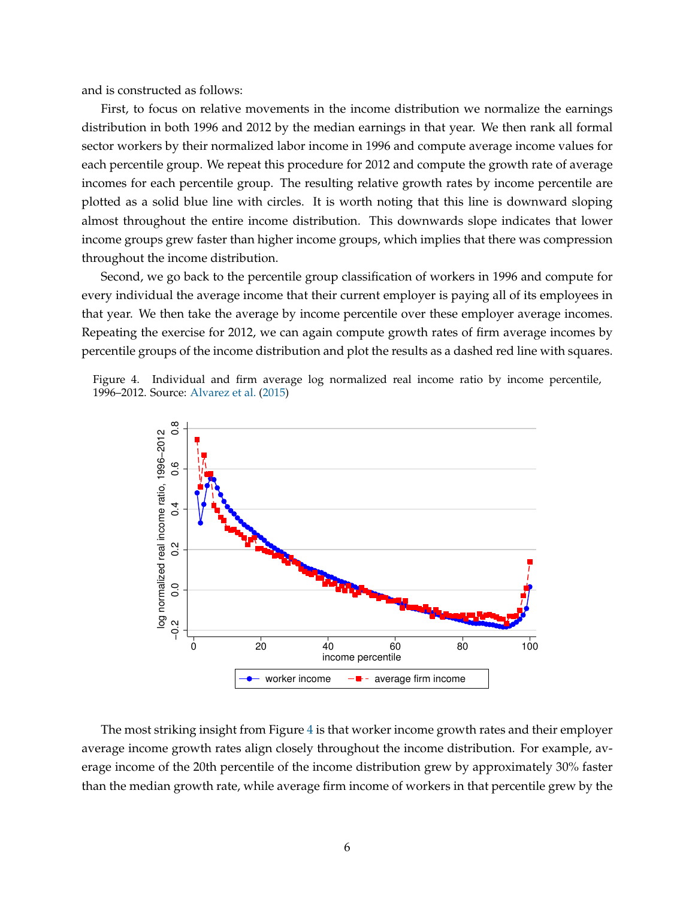and is constructed as follows:

First, to focus on relative movements in the income distribution we normalize the earnings distribution in both 1996 and 2012 by the median earnings in that year. We then rank all formal sector workers by their normalized labor income in 1996 and compute average income values for each percentile group. We repeat this procedure for 2012 and compute the growth rate of average incomes for each percentile group. The resulting relative growth rates by income percentile are plotted as a solid blue line with circles. It is worth noting that this line is downward sloping almost throughout the entire income distribution. This downwards slope indicates that lower income groups grew faster than higher income groups, which implies that there was compression throughout the income distribution.

Second, we go back to the percentile group classification of workers in 1996 and compute for every individual the average income that their current employer is paying all of its employees in that year. We then take the average by income percentile over these employer average incomes. Repeating the exercise for 2012, we can again compute growth rates of firm average incomes by percentile groups of the income distribution and plot the results as a dashed red line with squares.

Figure 4. Individual and firm average log normalized real income ratio by income percentile, 1996–2012. Source: Alvarez et al. (2015)

The most striking insight from Figure 4 is that worker income growth rates and their employer average income growth rates align closely throughout the income distribution. For example, average income of the 20th percentile of the income distribution grew by approximately 30% faster than the median growth rate, while average firm income of workers in that percentile grew by the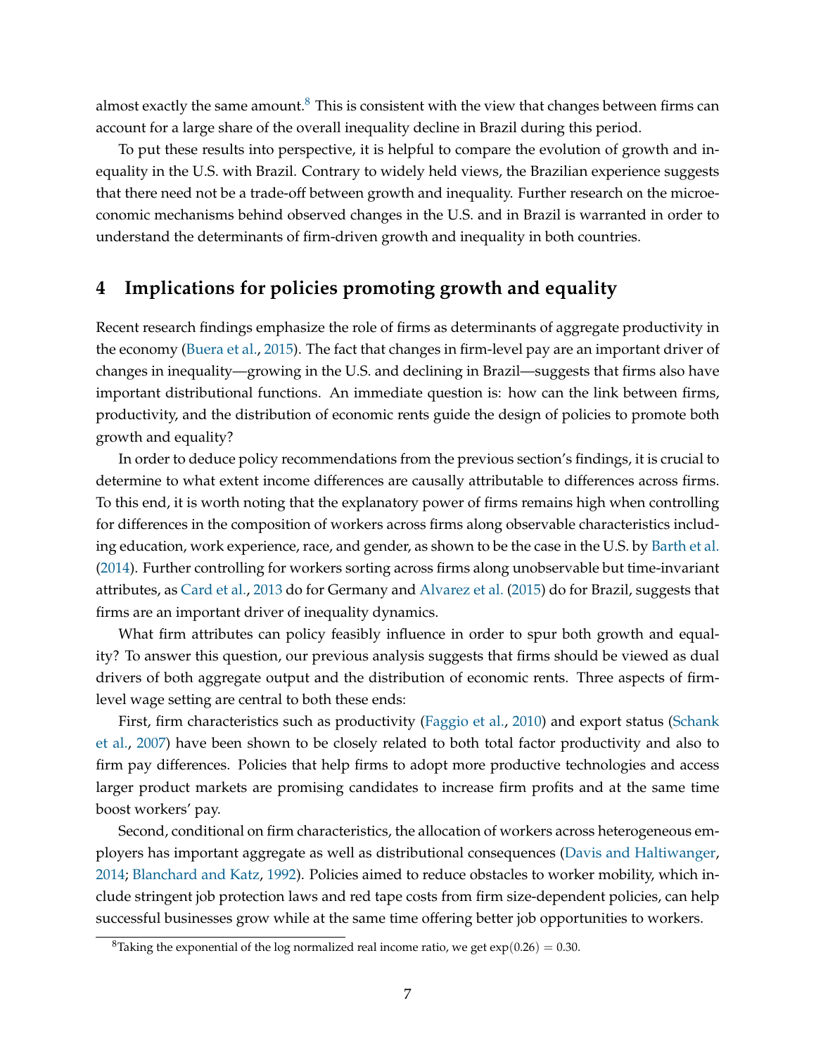almost exactly the same amount.[8] This is consistent with the view that changes between firms can account for a large share of the overall inequality decline in Brazil during this period.

To put these results into perspective, it is helpful to compare the evolution of growth and inequality in the U.S. with Brazil. Contrary to widely held views, the Brazilian experience suggests that there need not be a trade-off between growth and inequality. Further research on the microeconomic mechanisms behind observed changes in the U.S. and in Brazil is warranted in order to understand the determinants of firm-driven growth and inequality in both countries.

## 4 Implications for policies promoting growth and equality

Recent research findings emphasize the role of firms as determinants of aggregate productivity in the economy (Buera et al., 2015). The fact that changes in firm-level pay are an important driver of changes in inequality—growing in the U.S. and declining in Brazil—suggests that firms also have important distributional functions. An immediate question is: how can the link between firms, productivity, and the distribution of economic rents guide the design of policies to promote both growth and equality?

In order to deduce policy recommendations from the previous section's findings, it is crucial to determine to what extent income differences are causally attributable to differences across firms. To this end, it is worth noting that the explanatory power of firms remains high when controlling for differences in the composition of workers across firms along observable characteristics including education, work experience, race, and gender, as shown to be the case in the U.S. by Barth et al. (2014). Further controlling for workers sorting across firms along unobservable but time-invariant attributes, as Card et al., 2013 do for Germany and Alvarez et al. (2015) do for Brazil, suggests that firms are an important driver of inequality dynamics.

What firm attributes can policy feasibly influence in order to spur both growth and equality? To answer this question, our previous analysis suggests that firms should be viewed as dual drivers of both aggregate output and the distribution of economic rents. Three aspects of firm-level wage setting are central to both these ends:

First, firm characteristics such as productivity (Faggio et al., 2010) and export status (Schank et al., 2007) have been shown to be closely related to both total factor productivity and also to firm pay differences. Policies that help firms to adopt more productive technologies and access larger product markets are promising candidates to increase firm profits and at the same time boost workers' pay.

Second, conditional on firm characteristics, the allocation of workers across heterogeneous employers has important aggregate as well as distributional consequences (Davis and Haltiwanger, 2014; Blanchard and Katz, 1992). Policies aimed to reduce obstacles to worker mobility, which include stringent job protection laws and red tape costs from firm size-dependent policies, can help successful businesses grow while at the same time offering better job opportunities to workers.

[8] Taking the exponential of the log normalized real income ratio, we get $\exp(0.26) = 0.30$.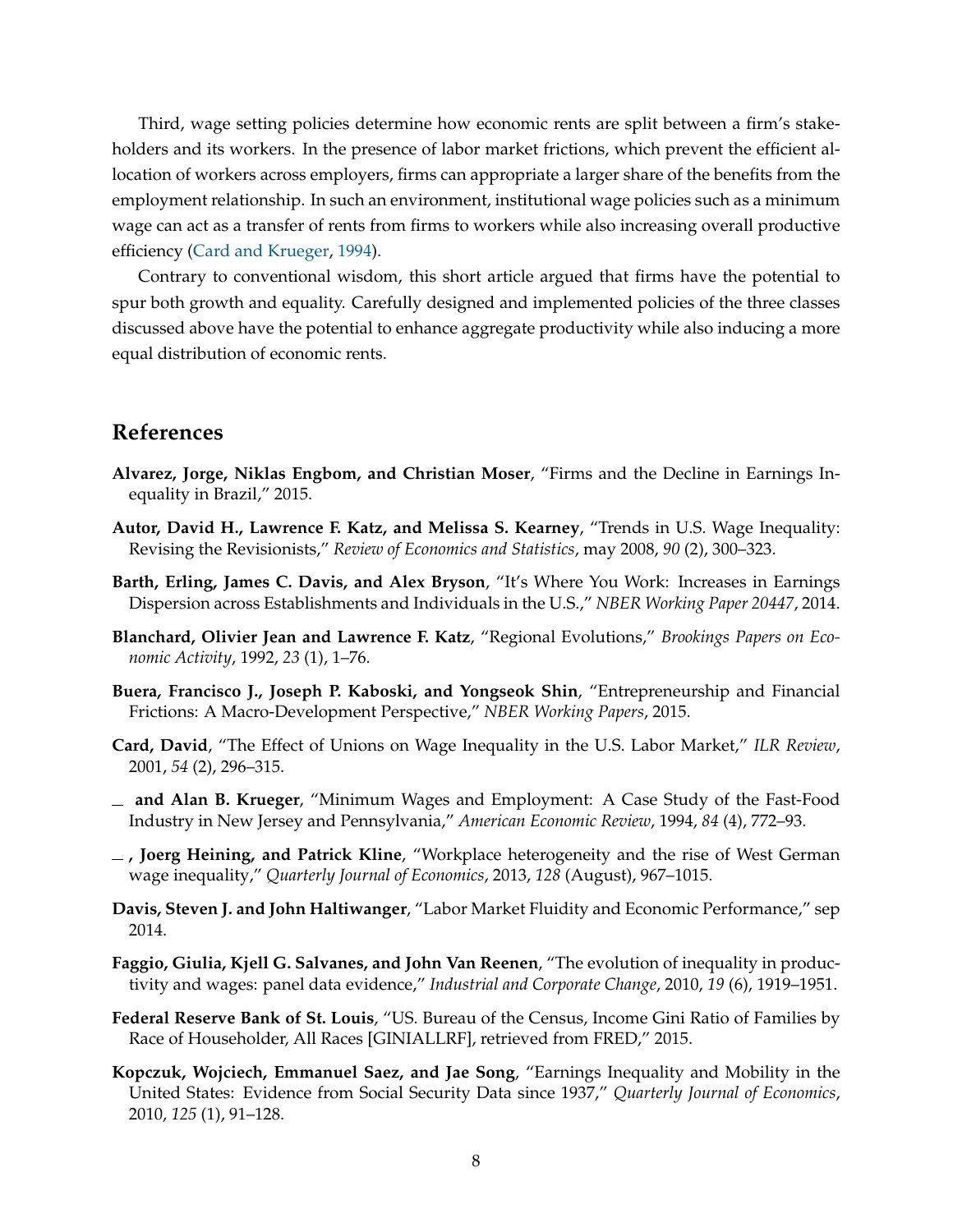Third, wage setting policies determine how economic rents are split between a firm's stakeholders and its workers. In the presence of labor market frictions, which prevent the efficient allocation of workers across employers, firms can appropriate a larger share of the benefits from the employment relationship. In such an environment, institutional wage policies such as a minimum wage can act as a transfer of rents from firms to workers while also increasing overall productive efficiency (Card and Krueger, 1994).

Contrary to conventional wisdom, this short article argued that firms have the potential to spur both growth and equality. Carefully designed and implemented policies of the three classes discussed above have the potential to enhance aggregate productivity while also inducing a more equal distribution of economic rents.

## References

**Alvarez, Jorge, Niklas Engbom, and Christian Moser**, "Firms and the Decline in Earnings Inequality in Brazil," 2015.

**Autor, David H., Lawrence F. Katz, and Melissa S. Kearney**, "Trends in U.S. Wage Inequality: Revising the Revisionists," *Review of Economics and Statistics*, may 2008, *90* (2), 300–323.

**Barth, Erling, James C. Davis, and Alex Bryson**, "It's Where You Work: Increases in Earnings Dispersion across Establishments and Individuals in the U.S.," *NBER Working Paper 20447*, 2014.

**Blanchard, Olivier Jean and Lawrence F. Katz**, "Regional Evolutions," *Brookings Papers on Economic Activity*, 1992, *23* (1), 1–76.

**Buera, Francisco J., Joseph P. Kaboski, and Yongseok Shin**, "Entrepreneurship and Financial Frictions: A Macro-Development Perspective," *NBER Working Papers*, 2015.

**Card, David**, "The Effect of Unions on Wage Inequality in the U.S. Labor Market," *ILR Review*, 2001, *54* (2), 296–315.

_ **and Alan B. Krueger**, "Minimum Wages and Employment: A Case Study of the Fast-Food Industry in New Jersey and Pennsylvania," *American Economic Review*, 1994, *84* (4), 772–93.

_ **, Joerg Heining, and Patrick Kline**, "Workplace heterogeneity and the rise of West German wage inequality," *Quarterly Journal of Economics*, 2013, *128* (August), 967–1015.

**Davis, Steven J. and John Haltiwanger**, "Labor Market Fluidity and Economic Performance," sep 2014.

**Faggio, Giulia, Kjell G. Salvanes, and John Van Reenen**, "The evolution of inequality in productivity and wages: panel data evidence," *Industrial and Corporate Change*, 2010, *19* (6), 1919–1951.

**Federal Reserve Bank of St. Louis**, "US. Bureau of the Census, Income Gini Ratio of Families by Race of Householder, All Races [GINIALLRF], retrieved from FRED," 2015.

**Kopczuk, Wojciech, Emmanuel Saez, and Jae Song**, "Earnings Inequality and Mobility in the United States: Evidence from Social Security Data since 1937," *Quarterly Journal of Economics*, 2010, *125* (1), 91–128.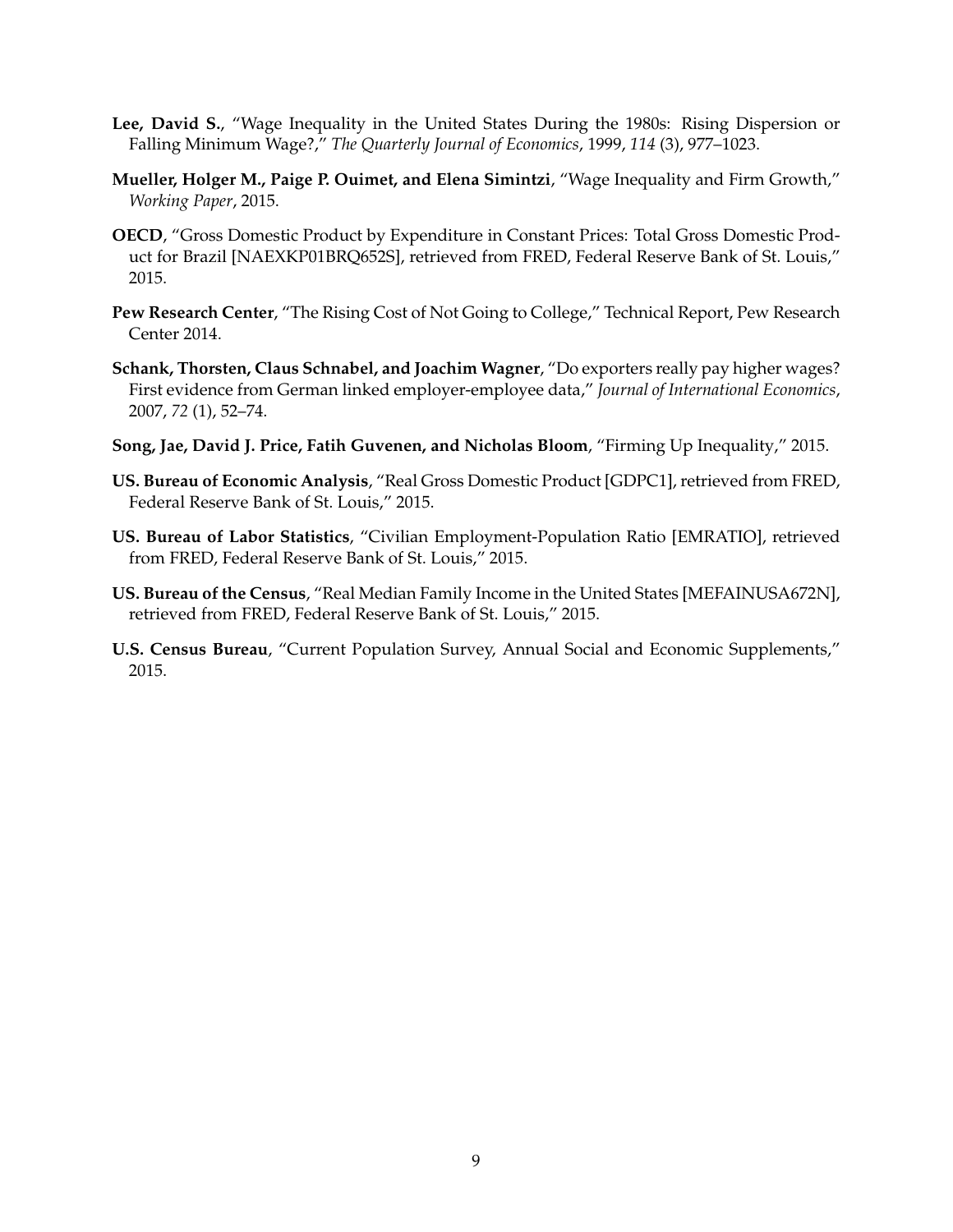**Lee, David S.**, "Wage Inequality in the United States During the 1980s: Rising Dispersion or Falling Minimum Wage?," *The Quarterly Journal of Economics*, 1999, *114* (3), 977–1023.

**Mueller, Holger M., Paige P. Ouimet, and Elena Simintzi**, "Wage Inequality and Firm Growth," *Working Paper*, 2015.

**OECD**, "Gross Domestic Product by Expenditure in Constant Prices: Total Gross Domestic Product for Brazil [NAEXKP01BRQ652S], retrieved from FRED, Federal Reserve Bank of St. Louis," 2015.

**Pew Research Center**, "The Rising Cost of Not Going to College," Technical Report, Pew Research Center 2014.

**Schank, Thorsten, Claus Schnabel, and Joachim Wagner**, "Do exporters really pay higher wages? First evidence from German linked employer-employee data," *Journal of International Economics*, 2007, *72* (1), 52–74.

**Song, Jae, David J. Price, Fatih Guvenen, and Nicholas Bloom**, "Firming Up Inequality," 2015.

**US. Bureau of Economic Analysis**, "Real Gross Domestic Product [GDPC1], retrieved from FRED, Federal Reserve Bank of St. Louis," 2015.

**US. Bureau of Labor Statistics**, "Civilian Employment-Population Ratio [EMRATIO], retrieved from FRED, Federal Reserve Bank of St. Louis," 2015.

**US. Bureau of the Census**, "Real Median Family Income in the United States [MEFAINUSA672N], retrieved from FRED, Federal Reserve Bank of St. Louis," 2015.

**U.S. Census Bureau**, "Current Population Survey, Annual Social and Economic Supplements," 2015.